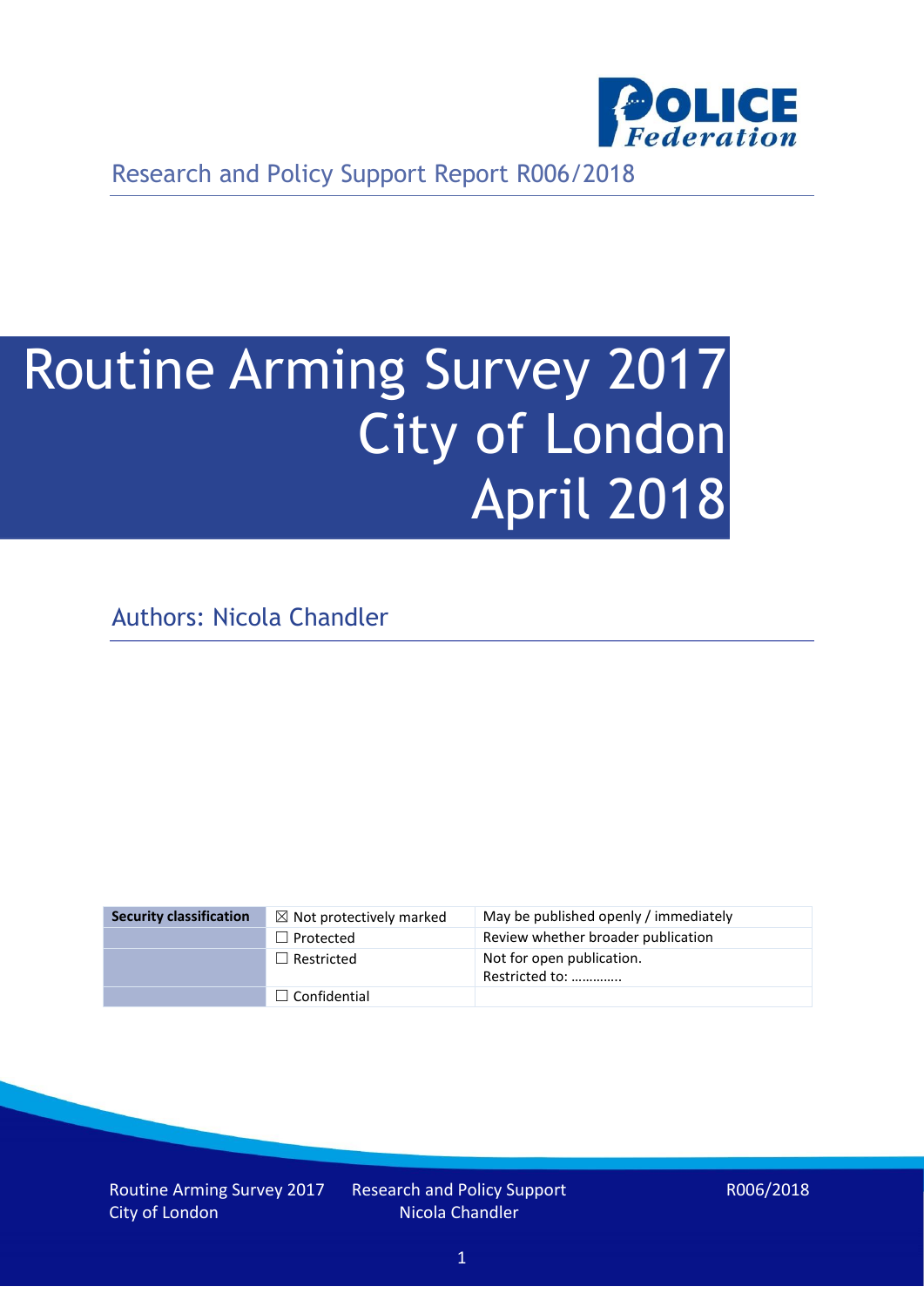Research and Policy Support Report R006/2018

# Routine Arming Survey 2017 City of London April 2018

Authors: Nicola Chandler

| Security classification | ☒ Not protectively marked | May be published openly / immediately |
|---|---|---|
| | ☐ Protected | Review whether broader publication |
| | ☐ Restricted | Not for open publication. Restricted to: ………….. |
| | ☐ Confidential | |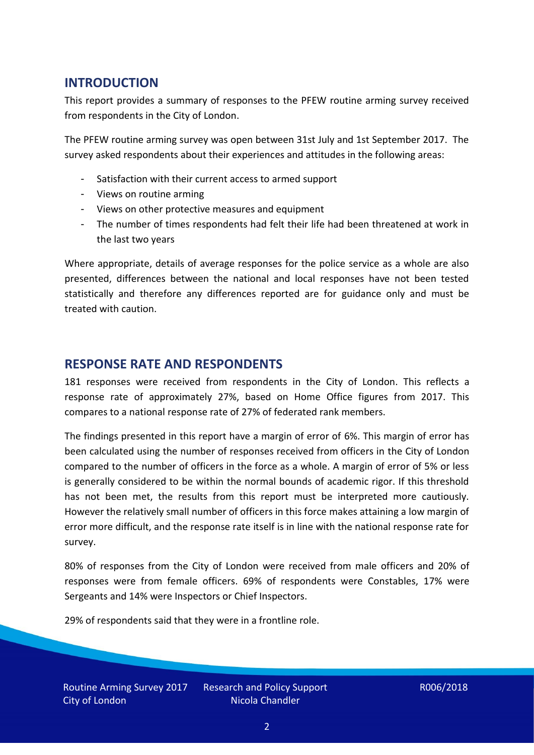## INTRODUCTION

This report provides a summary of responses to the PFEW routine arming survey received from respondents in the City of London.

The PFEW routine arming survey was open between 31st July and 1st September 2017. The survey asked respondents about their experiences and attitudes in the following areas:

- Satisfaction with their current access to armed support
- Views on routine arming
- Views on other protective measures and equipment
- The number of times respondents had felt their life had been threatened at work in the last two years

Where appropriate, details of average responses for the police service as a whole are also presented, differences between the national and local responses have not been tested statistically and therefore any differences reported are for guidance only and must be treated with caution.

## RESPONSE RATE AND RESPONDENTS

181 responses were received from respondents in the City of London. This reflects a response rate of approximately 27%, based on Home Office figures from 2017. This compares to a national response rate of 27% of federated rank members.

The findings presented in this report have a margin of error of 6%. This margin of error has been calculated using the number of responses received from officers in the City of London compared to the number of officers in the force as a whole. A margin of error of 5% or less is generally considered to be within the normal bounds of academic rigor. If this threshold has not been met, the results from this report must be interpreted more cautiously. However the relatively small number of officers in this force makes attaining a low margin of error more difficult, and the response rate itself is in line with the national response rate for survey.

80% of responses from the City of London were received from male officers and 20% of responses were from female officers. 69% of respondents were Constables, 17% were Sergeants and 14% were Inspectors or Chief Inspectors.

29% of respondents said that they were in a frontline role.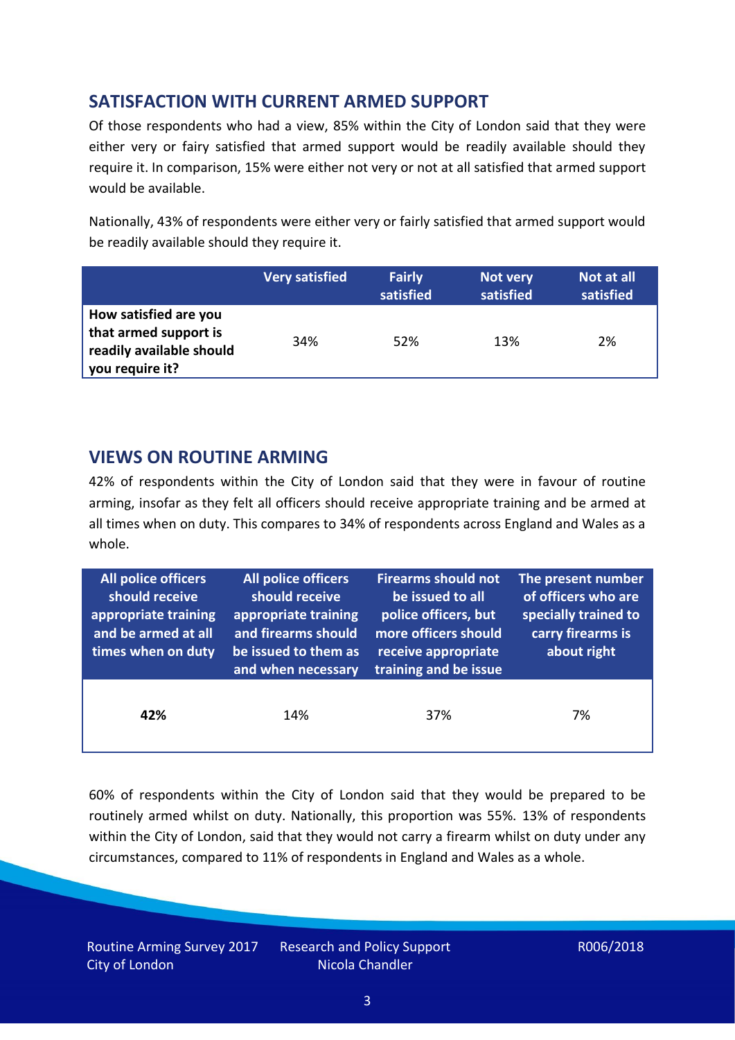## SATISFACTION WITH CURRENT ARMED SUPPORT

Of those respondents who had a view, 85% within the City of London said that they were either very or fairy satisfied that armed support would be readily available should they require it. In comparison, 15% were either not very or not at all satisfied that armed support would be available.

Nationally, 43% of respondents were either very or fairly satisfied that armed support would be readily available should they require it.

| | Very satisfied | Fairly satisfied | Not very satisfied | Not at all satisfied |
|---|---|---|---|---|
| **How satisfied are you that armed support is readily available should you require it?** | 34% | 52% | 13% | 2% |

## VIEWS ON ROUTINE ARMING

42% of respondents within the City of London said that they were in favour of routine arming, insofar as they felt all officers should receive appropriate training and be armed at all times when on duty. This compares to 34% of respondents across England and Wales as a whole.

| All police officers should receive appropriate training and be armed at all times when on duty | All police officers should receive appropriate training and firearms should be issued to them as and when necessary | Firearms should not be issued to all police officers, but more officers should receive appropriate training and be issue | The present number of officers who are specially trained to carry firearms is about right |
|---|---|---|---|
| **42%** | 14% | 37% | 7% |

60% of respondents within the City of London said that they would be prepared to be routinely armed whilst on duty. Nationally, this proportion was 55%. 13% of respondents within the City of London, said that they would not carry a firearm whilst on duty under any circumstances, compared to 11% of respondents in England and Wales as a whole.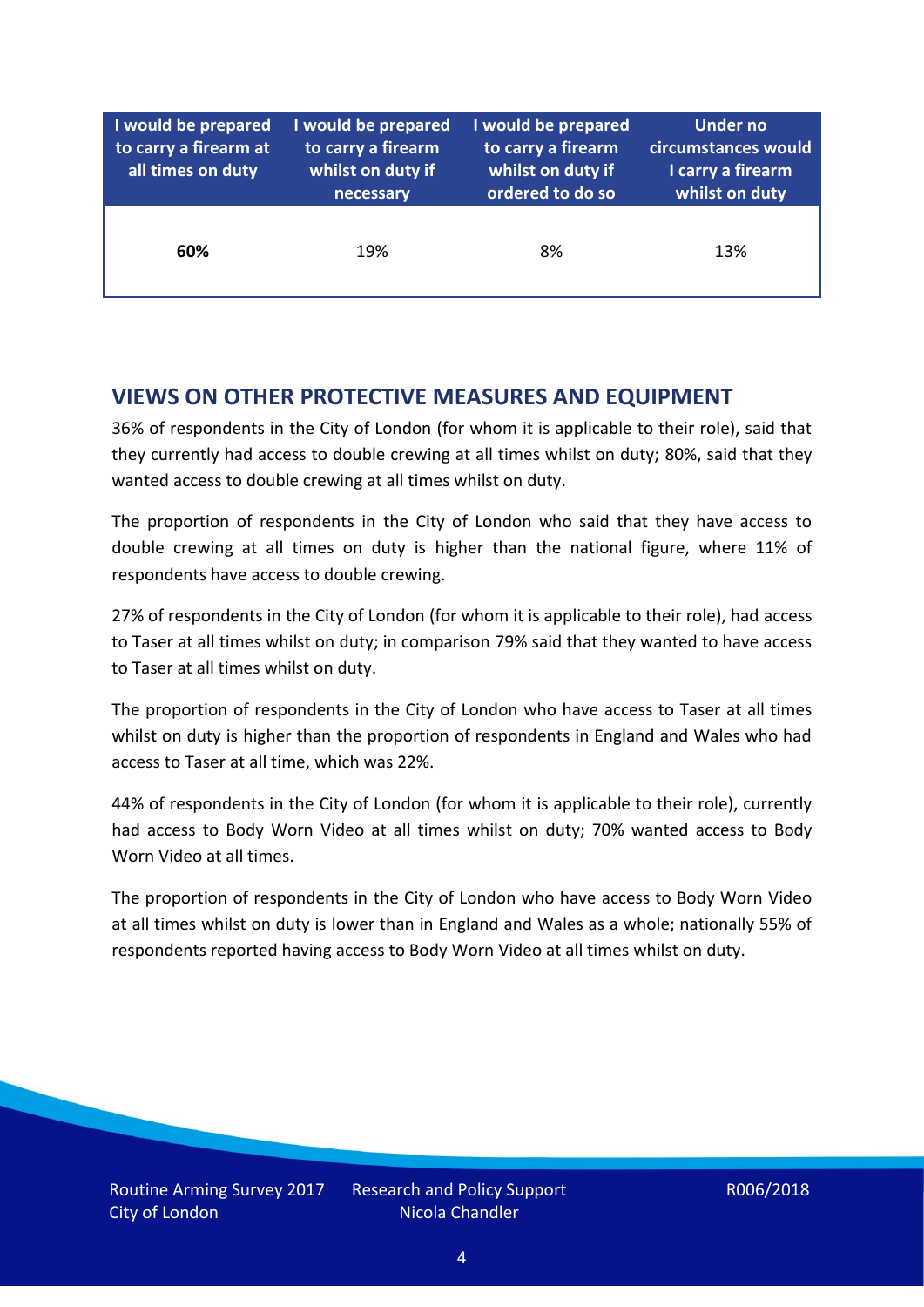| I would be prepared to carry a firearm at all times on duty | I would be prepared to carry a firearm whilst on duty if necessary | I would be prepared to carry a firearm whilst on duty if ordered to do so | Under no circumstances would I carry a firearm whilst on duty |
|---|---|---|---|
| **60%** | 19% | 8% | 13% |

## VIEWS ON OTHER PROTECTIVE MEASURES AND EQUIPMENT

36% of respondents in the City of London (for whom it is applicable to their role), said that they currently had access to double crewing at all times whilst on duty; 80%, said that they wanted access to double crewing at all times whilst on duty.

The proportion of respondents in the City of London who said that they have access to double crewing at all times on duty is higher than the national figure, where 11% of respondents have access to double crewing.

27% of respondents in the City of London (for whom it is applicable to their role), had access to Taser at all times whilst on duty; in comparison 79% said that they wanted to have access to Taser at all times whilst on duty.

The proportion of respondents in the City of London who have access to Taser at all times whilst on duty is higher than the proportion of respondents in England and Wales who had access to Taser at all time, which was 22%.

44% of respondents in the City of London (for whom it is applicable to their role), currently had access to Body Worn Video at all times whilst on duty; 70% wanted access to Body Worn Video at all times.

The proportion of respondents in the City of London who have access to Body Worn Video at all times whilst on duty is lower than in England and Wales as a whole; nationally 55% of respondents reported having access to Body Worn Video at all times whilst on duty.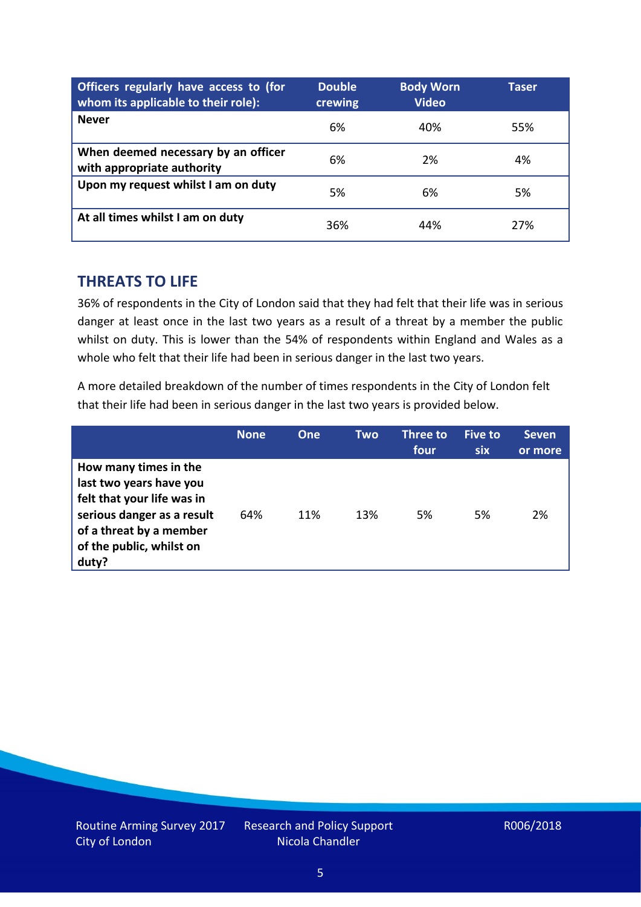| Officers regularly have access to (for whom its applicable to their role): | Double crewing | Body Worn Video | Taser |
|---|---|---|---|
| **Never** | 6% | 40% | 55% |
| **When deemed necessary by an officer with appropriate authority** | 6% | 2% | 4% |
| **Upon my request whilst I am on duty** | 5% | 6% | 5% |
| **At all times whilst I am on duty** | 36% | 44% | 27% |

## THREATS TO LIFE

36% of respondents in the City of London said that they had felt that their life was in serious danger at least once in the last two years as a result of a threat by a member the public whilst on duty. This is lower than the 54% of respondents within England and Wales as a whole who felt that their life had been in serious danger in the last two years.

A more detailed breakdown of the number of times respondents in the City of London felt that their life had been in serious danger in the last two years is provided below.

| | None | One | Two | Three to four | Five to six | Seven or more |
|---|---|---|---|---|---|---|
| **How many times in the last two years have you felt that your life was in serious danger as a result of a threat by a member of the public, whilst on duty?** | 64% | 11% | 13% | 5% | 5% | 2% |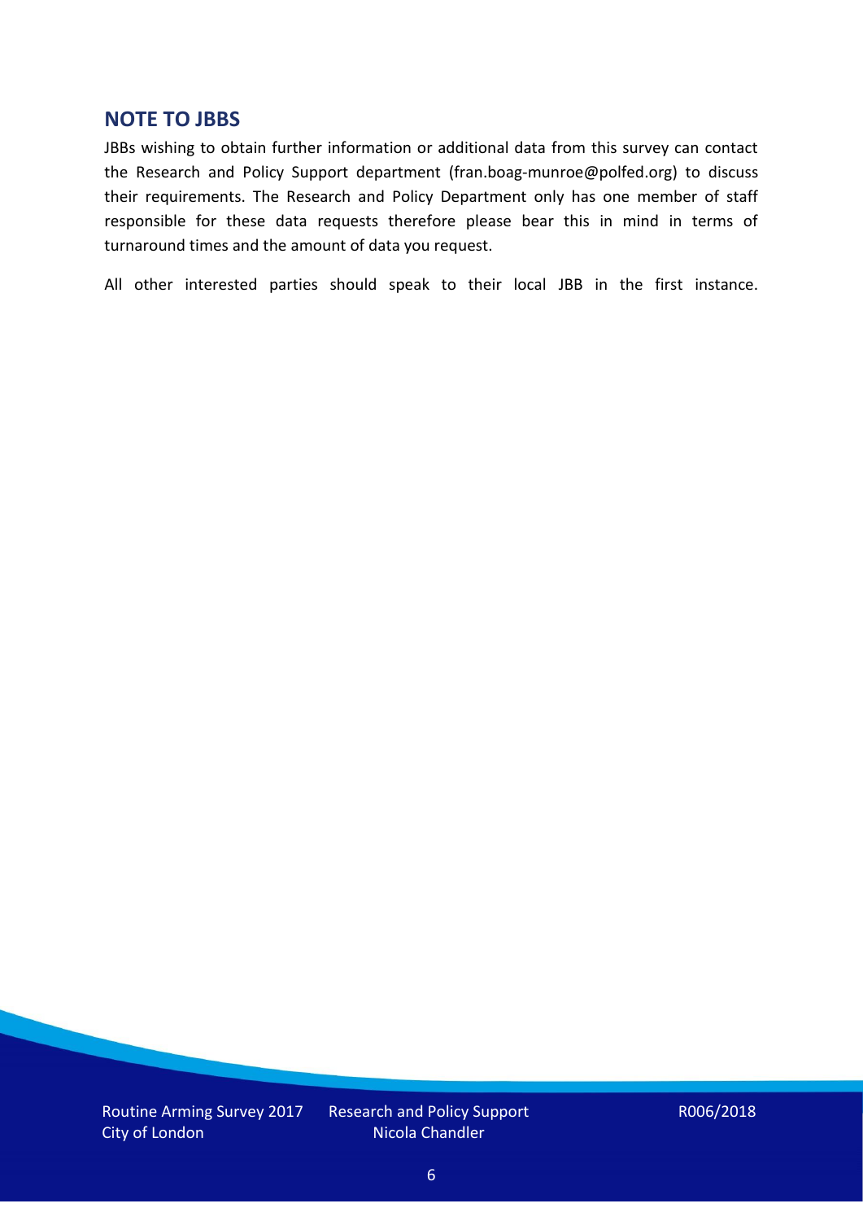## NOTE TO JBBS

JBBs wishing to obtain further information or additional data from this survey can contact the Research and Policy Support department (fran.boag-munroe@polfed.org) to discuss their requirements. The Research and Policy Department only has one member of staff responsible for these data requests therefore please bear this in mind in terms of turnaround times and the amount of data you request.

All other interested parties should speak to their local JBB in the first instance.